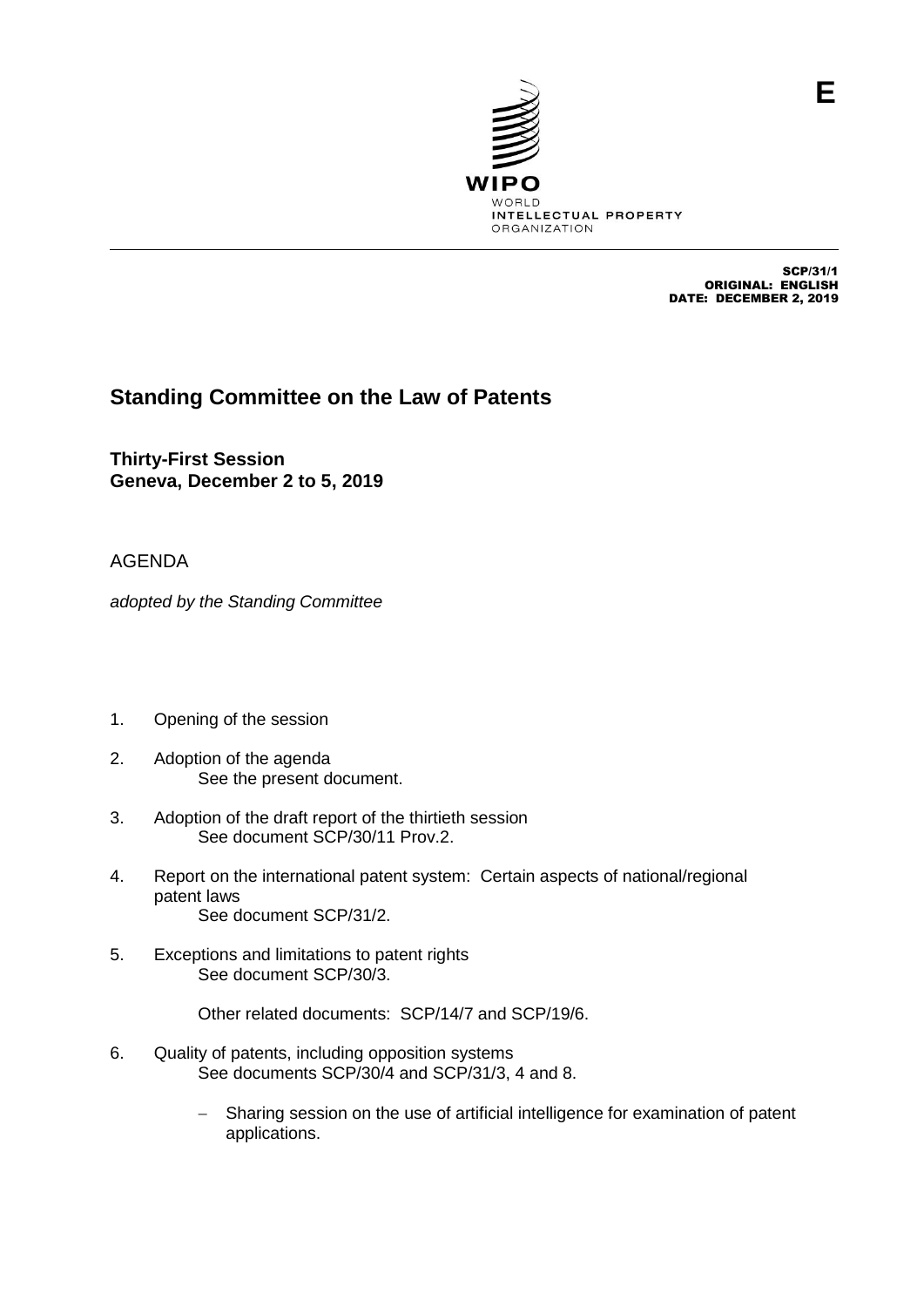E

WIPO
WORLD
INTELLECTUAL PROPERTY
ORGANIZATION

SCP/31/1
ORIGINAL: ENGLISH
DATE: DECEMBER 2, 2019

# Standing Committee on the Law of Patents

**Thirty-First Session**
**Geneva, December 2 to 5, 2019**

AGENDA

*adopted by the Standing Committee*

1. Opening of the session

2. Adoption of the agenda
   See the present document.

3. Adoption of the draft report of the thirtieth session
   See document SCP/30/11 Prov.2.

4. Report on the international patent system: Certain aspects of national/regional patent laws
   See document SCP/31/2.

5. Exceptions and limitations to patent rights
   See document SCP/30/3.

   Other related documents: SCP/14/7 and SCP/19/6.

6. Quality of patents, including opposition systems
   See documents SCP/30/4 and SCP/31/3, 4 and 8.

   - Sharing session on the use of artificial intelligence for examination of patent applications.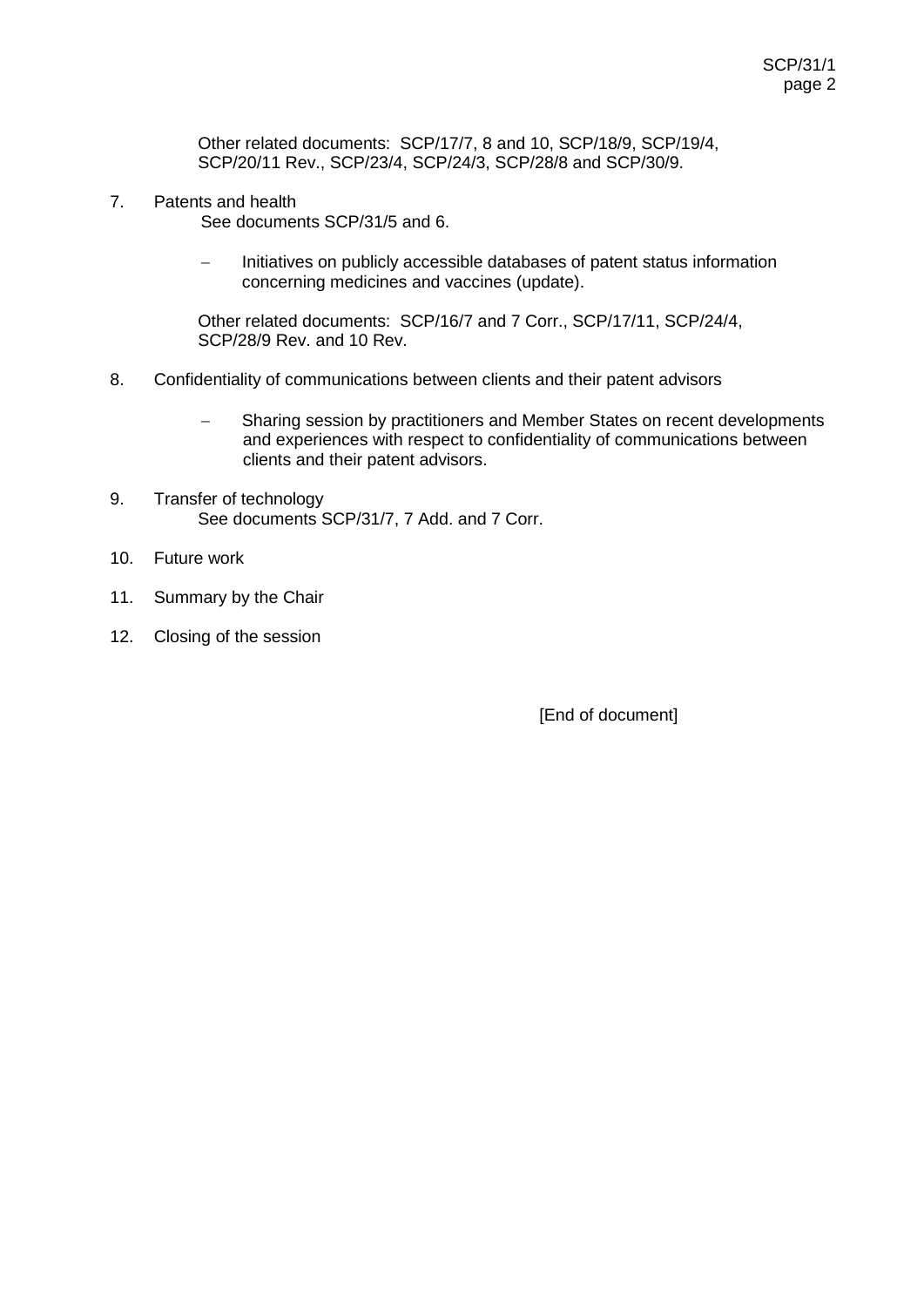Other related documents: SCP/17/7, 8 and 10, SCP/18/9, SCP/19/4, SCP/20/11 Rev., SCP/23/4, SCP/24/3, SCP/28/8 and SCP/30/9.

7. Patents and health

   See documents SCP/31/5 and 6.

   - Initiatives on publicly accessible databases of patent status information concerning medicines and vaccines (update).

   Other related documents: SCP/16/7 and 7 Corr., SCP/17/11, SCP/24/4, SCP/28/9 Rev. and 10 Rev.

8. Confidentiality of communications between clients and their patent advisors

   - Sharing session by practitioners and Member States on recent developments and experiences with respect to confidentiality of communications between clients and their patent advisors.

9. Transfer of technology

   See documents SCP/31/7, 7 Add. and 7 Corr.

10. Future work

11. Summary by the Chair

12. Closing of the session

[End of document]